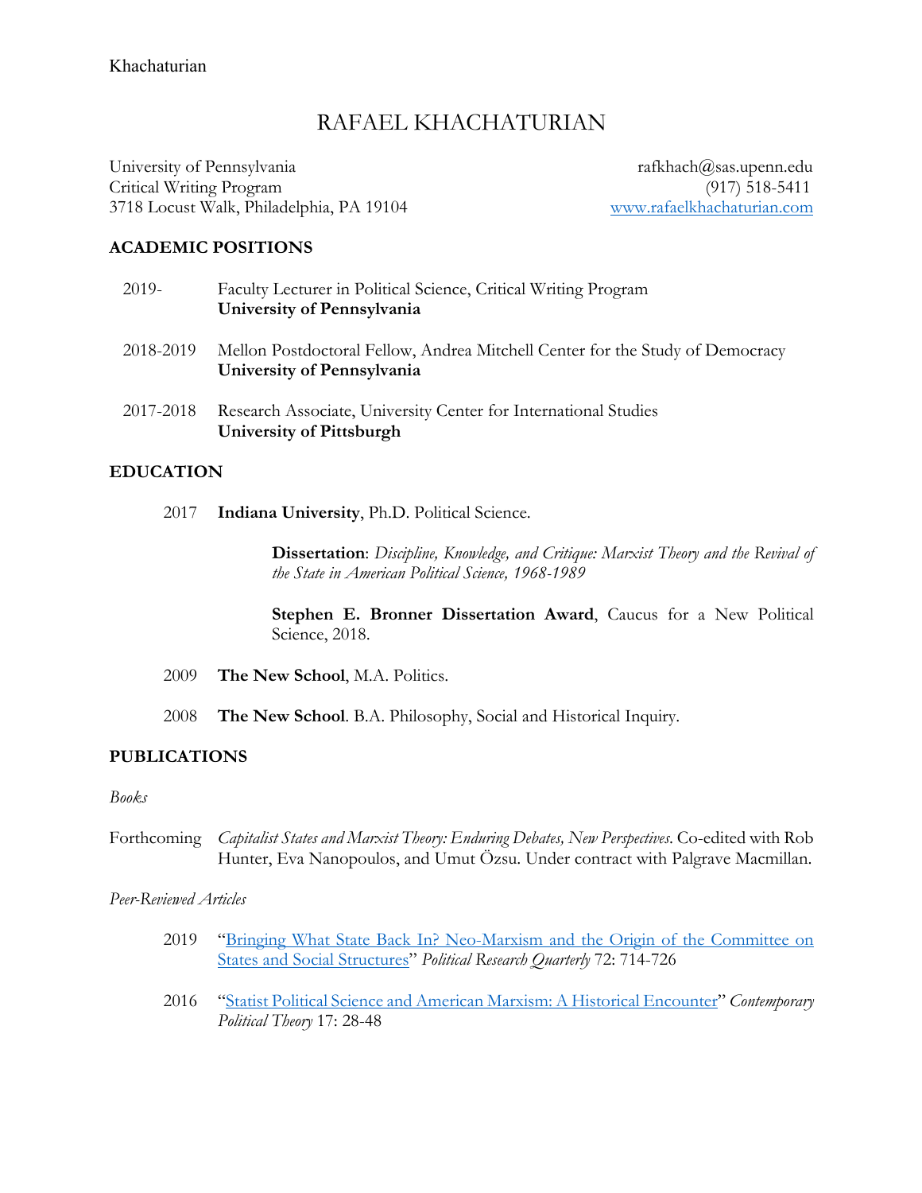# RAFAEL KHACHATURIAN

University of Pennsylvania
Critical Writing Program
3718 Locust Walk, Philadelphia, PA 19104

rafkhach@sas.upenn.edu
(917) 518-5411
[www.rafaelkhachaturian.com](http://www.rafaelkhachaturian.com)

## ACADEMIC POSITIONS

2019- Faculty Lecturer in Political Science, Critical Writing Program
**University of Pennsylvania**

2018-2019 Mellon Postdoctoral Fellow, Andrea Mitchell Center for the Study of Democracy
**University of Pennsylvania**

2017-2018 Research Associate, University Center for International Studies
**University of Pittsburgh**

## EDUCATION

2017 **Indiana University**, Ph.D. Political Science.

**Dissertation**: *Discipline, Knowledge, and Critique: Marxist Theory and the Revival of the State in American Political Science, 1968-1989*

**Stephen E. Bronner Dissertation Award**, Caucus for a New Political Science, 2018.

2009 **The New School**, M.A. Politics.

2008 **The New School**. B.A. Philosophy, Social and Historical Inquiry.

## PUBLICATIONS

*Books*

Forthcoming *Capitalist States and Marxist Theory: Enduring Debates, New Perspectives*. Co-edited with Rob Hunter, Eva Nanopoulos, and Umut Özsu. Under contract with Palgrave Macmillan.

*Peer-Reviewed Articles*

2019 "Bringing What State Back In? Neo-Marxism and the Origin of the Committee on States and Social Structures" *Political Research Quarterly* 72: 714-726

2016 "Statist Political Science and American Marxism: A Historical Encounter" *Contemporary Political Theory* 17: 28-48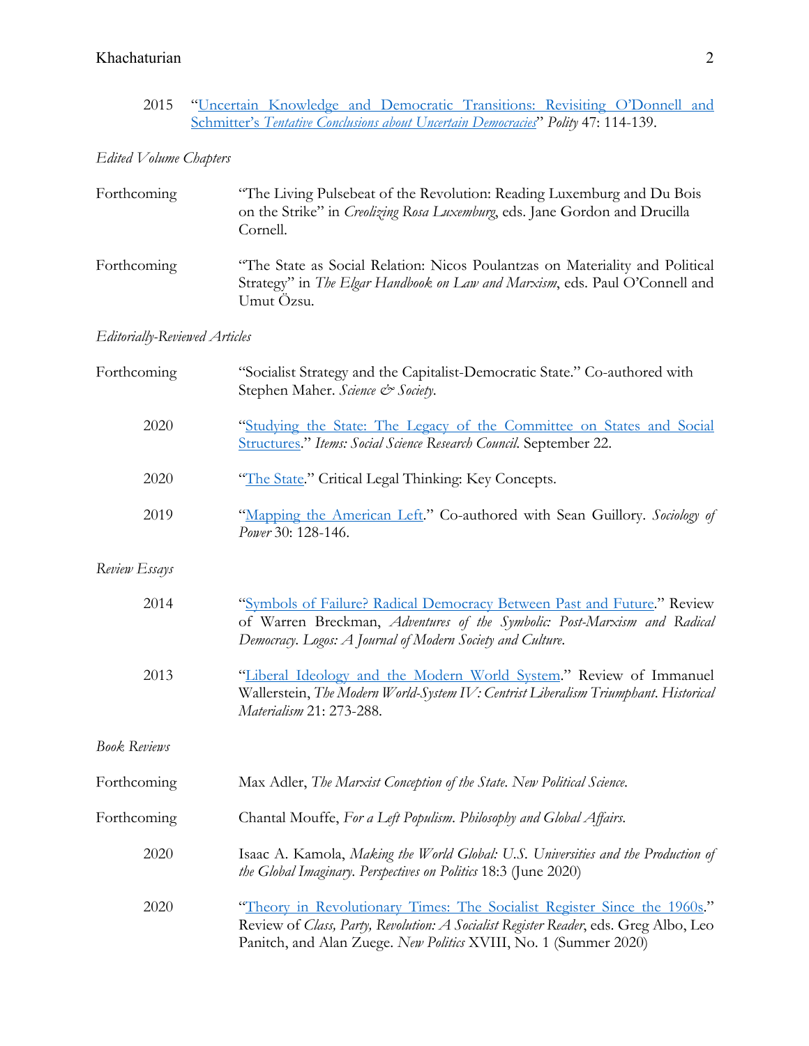2015 "Uncertain Knowledge and Democratic Transitions: Revisiting O'Donnell and Schmitter's *Tentative Conclusions about Uncertain Democracies*" *Polity* 47: 114-139.

*Edited Volume Chapters*

Forthcoming "The Living Pulsebeat of the Revolution: Reading Luxemburg and Du Bois on the Strike" in *Creolizing Rosa Luxemburg*, eds. Jane Gordon and Drucilla Cornell.

Forthcoming "The State as Social Relation: Nicos Poulantzas on Materiality and Political Strategy" in *The Elgar Handbook on Law and Marxism*, eds. Paul O'Connell and Umut Özsu.

*Editorially-Reviewed Articles*

Forthcoming "Socialist Strategy and the Capitalist-Democratic State." Co-authored with Stephen Maher. *Science & Society*.

2020 "Studying the State: The Legacy of the Committee on States and Social Structures." *Items: Social Science Research Council*. September 22.

2020 "The State." Critical Legal Thinking: Key Concepts.

2019 "Mapping the American Left." Co-authored with Sean Guillory. *Sociology of Power* 30: 128-146.

*Review Essays*

2014 "Symbols of Failure? Radical Democracy Between Past and Future." Review of Warren Breckman, *Adventures of the Symbolic: Post-Marxism and Radical Democracy*. *Logos: A Journal of Modern Society and Culture*.

2013 "Liberal Ideology and the Modern World System." Review of Immanuel Wallerstein, *The Modern World-System IV: Centrist Liberalism Triumphant*. *Historical Materialism* 21: 273-288.

*Book Reviews*

Forthcoming Max Adler, *The Marxist Conception of the State*. *New Political Science*.

Forthcoming Chantal Mouffe, *For a Left Populism*. *Philosophy and Global Affairs*.

2020 Isaac A. Kamola, *Making the World Global: U.S. Universities and the Production of the Global Imaginary*. *Perspectives on Politics* 18:3 (June 2020)

2020 "Theory in Revolutionary Times: The Socialist Register Since the 1960s." Review of *Class, Party, Revolution: A Socialist Register Reader*, eds. Greg Albo, Leo Panitch, and Alan Zuege. *New Politics* XVIII, No. 1 (Summer 2020)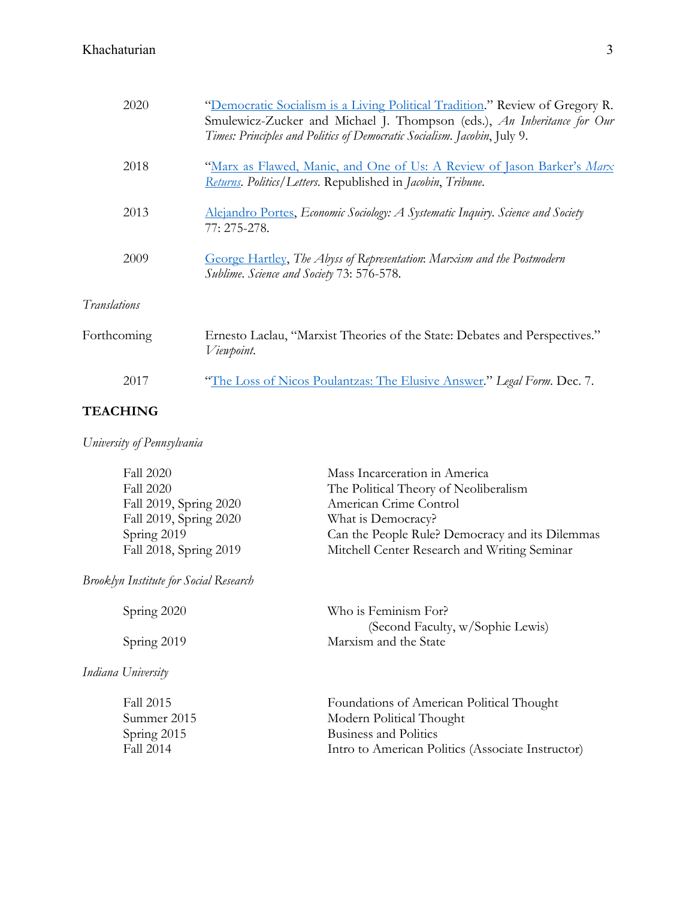| | |
|---|---|
| 2020 | "[Democratic Socialism is a Living Political Tradition](#)." Review of Gregory R. Smulewicz-Zucker and Michael J. Thompson (eds.), *An Inheritance for Our Times: Principles and Politics of Democratic Socialism*. *Jacobin*, July 9. |
| 2018 | "[Marx as Flawed, Manic, and One of Us: A Review of Jason Barker's *Marx Returns*](#). *Politics/Letters*. Republished in *Jacobin*, *Tribune*. |
| 2013 | [Alejandro Portes](#), *Economic Sociology: A Systematic Inquiry*. *Science and Society* 77: 275-278. |
| 2009 | [George Hartley](#), *The Abyss of Representation: Marxism and the Postmodern Sublime*. *Science and Society* 73: 576-578. |

*Translations*

| | |
|---|---|
| Forthcoming | Ernesto Laclau, "Marxist Theories of the State: Debates and Perspectives." *Viewpoint*. |
| 2017 | "[The Loss of Nicos Poulantzas: The Elusive Answer](#)." *Legal Form*. Dec. 7. |

## TEACHING

*University of Pennsylvania*

| | |
|---|---|
| Fall 2020 | Mass Incarceration in America |
| Fall 2020 | The Political Theory of Neoliberalism |
| Fall 2019, Spring 2020 | American Crime Control |
| Fall 2019, Spring 2020 | What is Democracy? |
| Spring 2019 | Can the People Rule? Democracy and its Dilemmas |
| Fall 2018, Spring 2019 | Mitchell Center Research and Writing Seminar |

*Brooklyn Institute for Social Research*

| | |
|---|---|
| Spring 2020 | Who is Feminism For? (Second Faculty, w/Sophie Lewis) |
| Spring 2019 | Marxism and the State |

*Indiana University*

| | |
|---|---|
| Fall 2015 | Foundations of American Political Thought |
| Summer 2015 | Modern Political Thought |
| Spring 2015 | Business and Politics |
| Fall 2014 | Intro to American Politics (Associate Instructor) |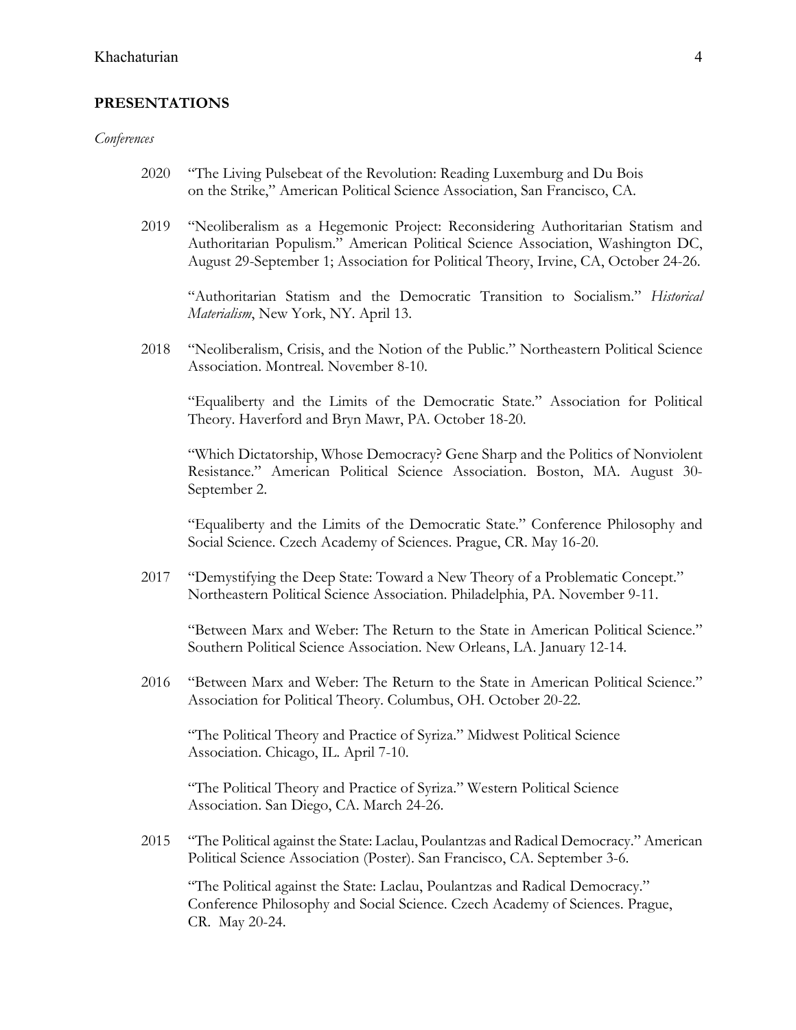## PRESENTATIONS

*Conferences*

2020 "The Living Pulsebeat of the Revolution: Reading Luxemburg and Du Bois on the Strike," American Political Science Association, San Francisco, CA.

2019 "Neoliberalism as a Hegemonic Project: Reconsidering Authoritarian Statism and Authoritarian Populism." American Political Science Association, Washington DC, August 29-September 1; Association for Political Theory, Irvine, CA, October 24-26.

"Authoritarian Statism and the Democratic Transition to Socialism." *Historical Materialism*, New York, NY. April 13.

2018 "Neoliberalism, Crisis, and the Notion of the Public." Northeastern Political Science Association. Montreal. November 8-10.

"Equaliberty and the Limits of the Democratic State." Association for Political Theory. Haverford and Bryn Mawr, PA. October 18-20.

"Which Dictatorship, Whose Democracy? Gene Sharp and the Politics of Nonviolent Resistance." American Political Science Association. Boston, MA. August 30-September 2.

"Equaliberty and the Limits of the Democratic State." Conference Philosophy and Social Science. Czech Academy of Sciences. Prague, CR. May 16-20.

2017 "Demystifying the Deep State: Toward a New Theory of a Problematic Concept." Northeastern Political Science Association. Philadelphia, PA. November 9-11.

"Between Marx and Weber: The Return to the State in American Political Science." Southern Political Science Association. New Orleans, LA. January 12-14.

2016 "Between Marx and Weber: The Return to the State in American Political Science." Association for Political Theory. Columbus, OH. October 20-22.

"The Political Theory and Practice of Syriza." Midwest Political Science Association. Chicago, IL. April 7-10.

"The Political Theory and Practice of Syriza." Western Political Science Association. San Diego, CA. March 24-26.

2015 "The Political against the State: Laclau, Poulantzas and Radical Democracy." American Political Science Association (Poster). San Francisco, CA. September 3-6.

"The Political against the State: Laclau, Poulantzas and Radical Democracy." Conference Philosophy and Social Science. Czech Academy of Sciences. Prague, CR. May 20-24.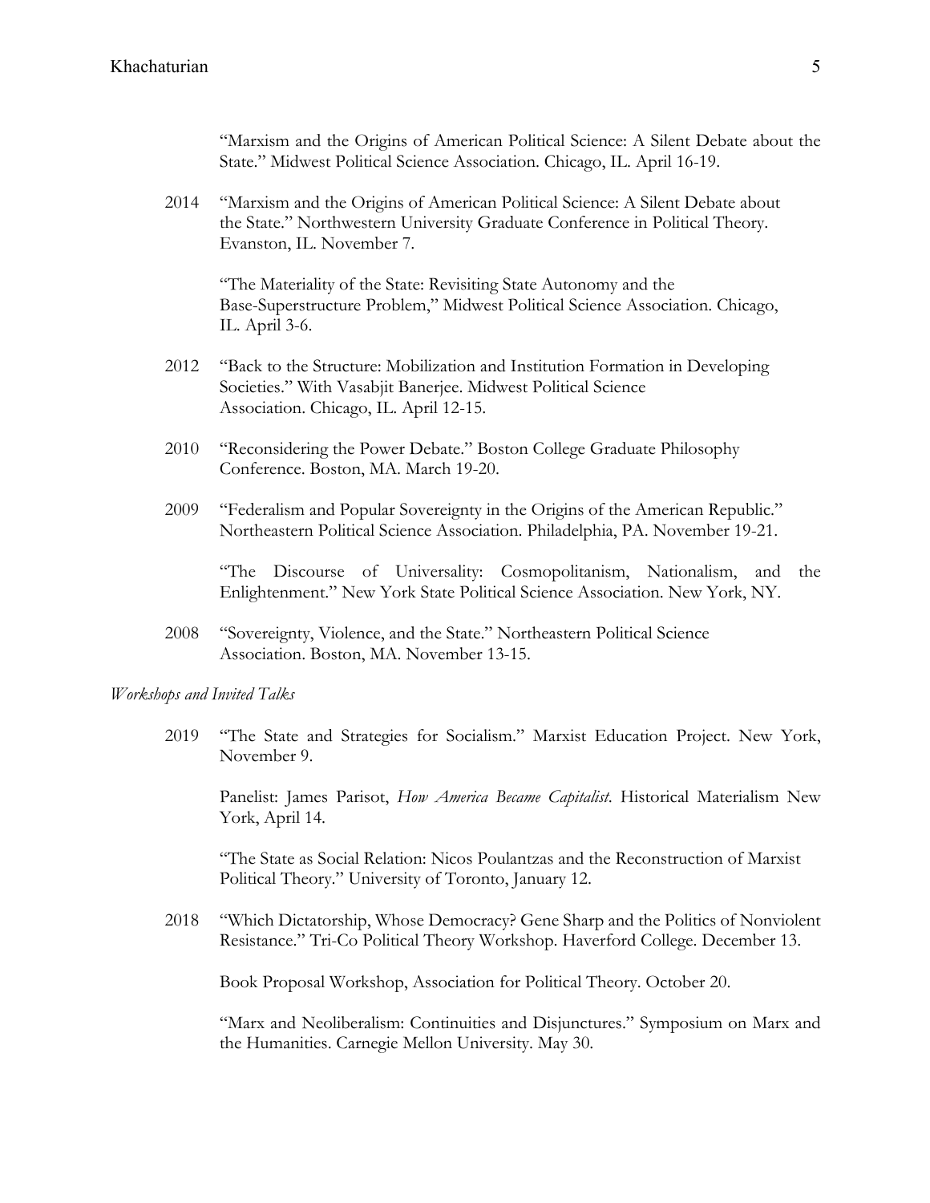"Marxism and the Origins of American Political Science: A Silent Debate about the State." Midwest Political Science Association. Chicago, IL. April 16-19.

2014 "Marxism and the Origins of American Political Science: A Silent Debate about the State." Northwestern University Graduate Conference in Political Theory. Evanston, IL. November 7.

"The Materiality of the State: Revisiting State Autonomy and the Base-Superstructure Problem," Midwest Political Science Association. Chicago, IL. April 3-6.

2012 "Back to the Structure: Mobilization and Institution Formation in Developing Societies." With Vasabjit Banerjee. Midwest Political Science Association. Chicago, IL. April 12-15.

2010 "Reconsidering the Power Debate." Boston College Graduate Philosophy Conference. Boston, MA. March 19-20.

2009 "Federalism and Popular Sovereignty in the Origins of the American Republic." Northeastern Political Science Association. Philadelphia, PA. November 19-21.

"The Discourse of Universality: Cosmopolitanism, Nationalism, and the Enlightenment." New York State Political Science Association. New York, NY.

2008 "Sovereignty, Violence, and the State." Northeastern Political Science Association. Boston, MA. November 13-15.

*Workshops and Invited Talks*

2019 "The State and Strategies for Socialism." Marxist Education Project. New York, November 9.

Panelist: James Parisot, *How America Became Capitalist*. Historical Materialism New York, April 14.

"The State as Social Relation: Nicos Poulantzas and the Reconstruction of Marxist Political Theory." University of Toronto, January 12.

2018 "Which Dictatorship, Whose Democracy? Gene Sharp and the Politics of Nonviolent Resistance." Tri-Co Political Theory Workshop. Haverford College. December 13.

Book Proposal Workshop, Association for Political Theory. October 20.

"Marx and Neoliberalism: Continuities and Disjunctures." Symposium on Marx and the Humanities. Carnegie Mellon University. May 30.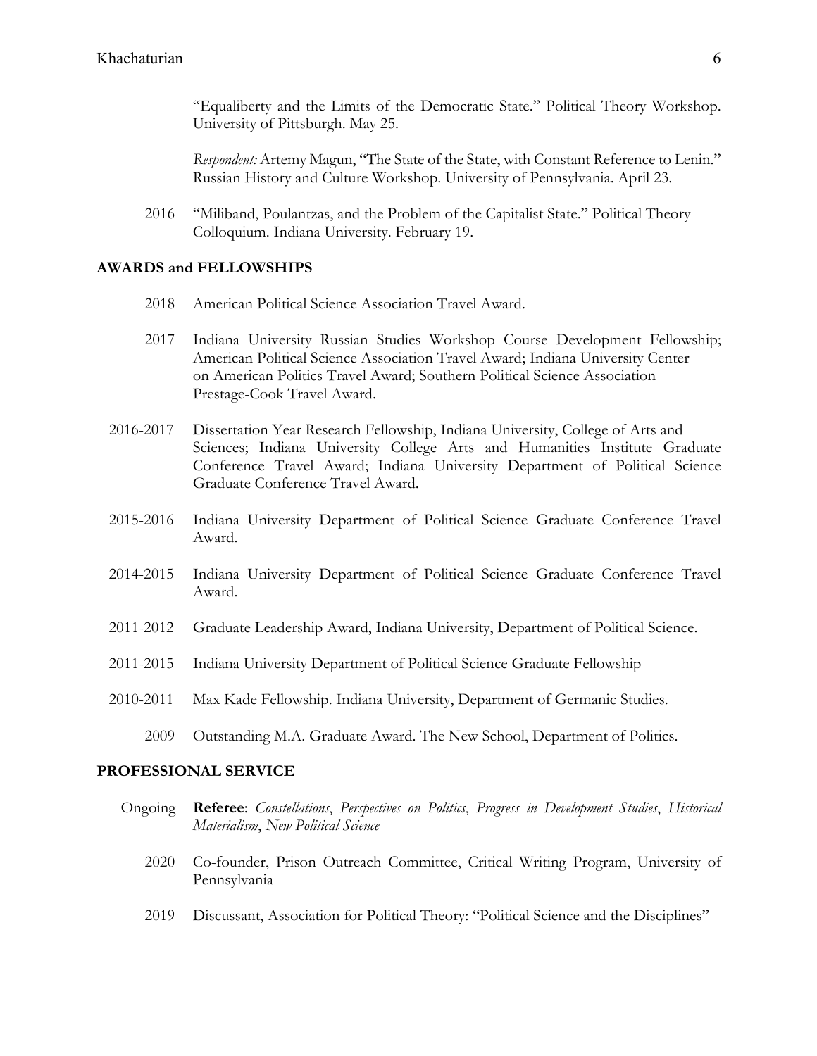"Equaliberty and the Limits of the Democratic State." Political Theory Workshop. University of Pittsburgh. May 25.

*Respondent:* Artemy Magun, "The State of the State, with Constant Reference to Lenin." Russian History and Culture Workshop. University of Pennsylvania. April 23.

2016 "Miliband, Poulantzas, and the Problem of the Capitalist State." Political Theory Colloquium. Indiana University. February 19.

## AWARDS and FELLOWSHIPS

2018 American Political Science Association Travel Award.

2017 Indiana University Russian Studies Workshop Course Development Fellowship; American Political Science Association Travel Award; Indiana University Center on American Politics Travel Award; Southern Political Science Association Prestage-Cook Travel Award.

2016-2017 Dissertation Year Research Fellowship, Indiana University, College of Arts and Sciences; Indiana University College Arts and Humanities Institute Graduate Conference Travel Award; Indiana University Department of Political Science Graduate Conference Travel Award.

2015-2016 Indiana University Department of Political Science Graduate Conference Travel Award.

2014-2015 Indiana University Department of Political Science Graduate Conference Travel Award.

2011-2012 Graduate Leadership Award, Indiana University, Department of Political Science.

2011-2015 Indiana University Department of Political Science Graduate Fellowship

2010-2011 Max Kade Fellowship. Indiana University, Department of Germanic Studies.

2009 Outstanding M.A. Graduate Award. The New School, Department of Politics.

## PROFESSIONAL SERVICE

Ongoing **Referee**: *Constellations*, *Perspectives on Politics*, *Progress in Development Studies*, *Historical Materialism*, *New Political Science*

2020 Co-founder, Prison Outreach Committee, Critical Writing Program, University of Pennsylvania

2019 Discussant, Association for Political Theory: "Political Science and the Disciplines"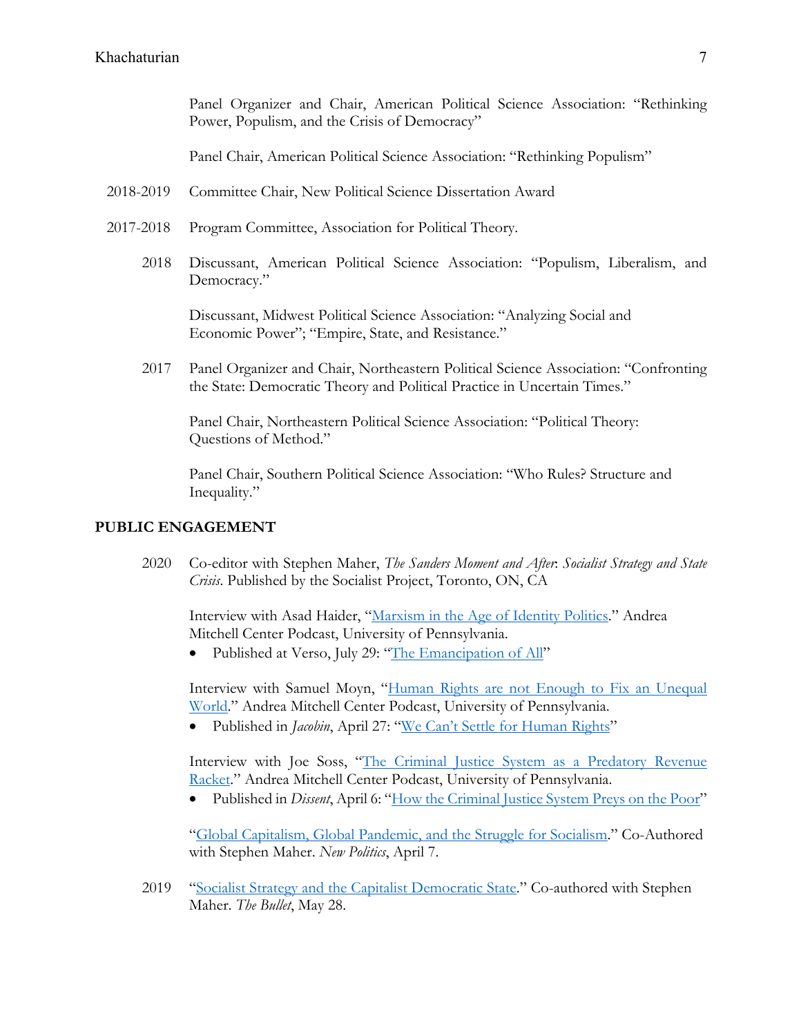Panel Organizer and Chair, American Political Science Association: "Rethinking Power, Populism, and the Crisis of Democracy"

Panel Chair, American Political Science Association: "Rethinking Populism"

2018-2019 Committee Chair, New Political Science Dissertation Award

2017-2018 Program Committee, Association for Political Theory.

2018 Discussant, American Political Science Association: "Populism, Liberalism, and Democracy."

Discussant, Midwest Political Science Association: "Analyzing Social and Economic Power"; "Empire, State, and Resistance."

2017 Panel Organizer and Chair, Northeastern Political Science Association: "Confronting the State: Democratic Theory and Political Practice in Uncertain Times."

Panel Chair, Northeastern Political Science Association: "Political Theory: Questions of Method."

Panel Chair, Southern Political Science Association: "Who Rules? Structure and Inequality."

## PUBLIC ENGAGEMENT

2020 Co-editor with Stephen Maher, *The Sanders Moment and After*: *Socialist Strategy and State Crisis*. Published by the Socialist Project, Toronto, ON, CA

Interview with Asad Haider, "Marxism in the Age of Identity Politics." Andrea Mitchell Center Podcast, University of Pennsylvania.

- Published at Verso, July 29: "The Emancipation of All"

Interview with Samuel Moyn, "Human Rights are not Enough to Fix an Unequal World." Andrea Mitchell Center Podcast, University of Pennsylvania.

- Published in *Jacobin*, April 27: "We Can't Settle for Human Rights"

Interview with Joe Soss, "The Criminal Justice System as a Predatory Revenue Racket." Andrea Mitchell Center Podcast, University of Pennsylvania.

- Published in *Dissent*, April 6: "How the Criminal Justice System Preys on the Poor"

"Global Capitalism, Global Pandemic, and the Struggle for Socialism." Co-Authored with Stephen Maher. *New Politics*, April 7.

2019 "Socialist Strategy and the Capitalist Democratic State." Co-authored with Stephen Maher. *The Bullet*, May 28.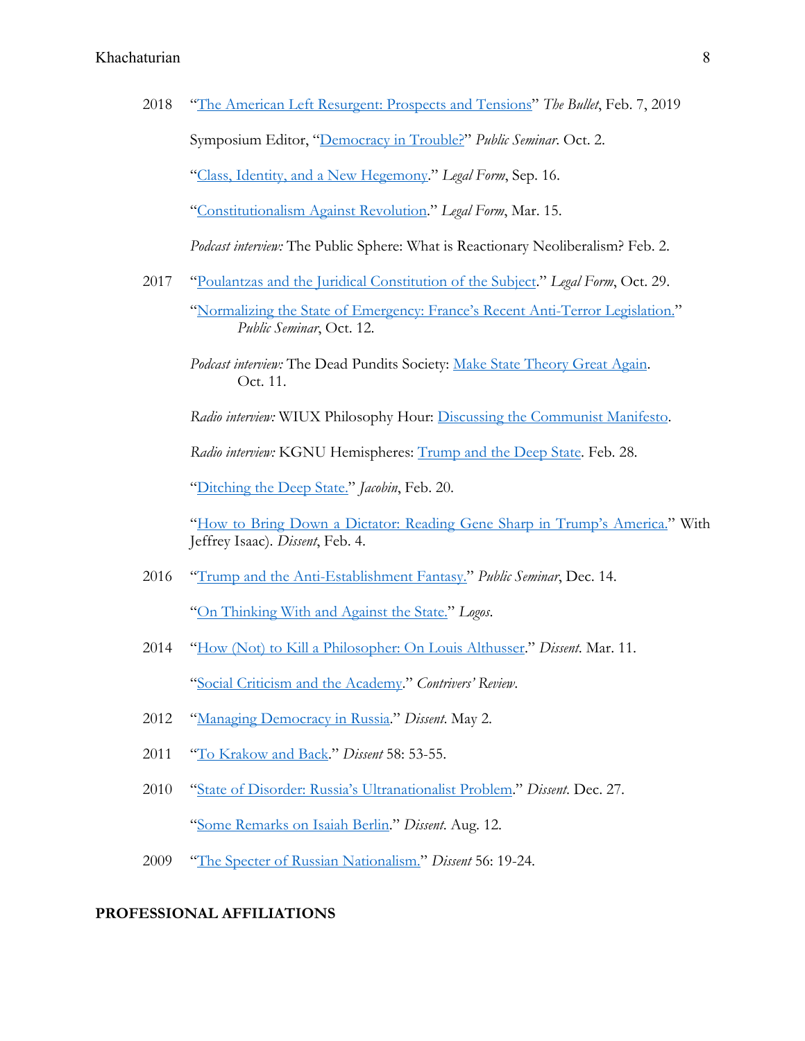2018 "The American Left Resurgent: Prospects and Tensions" *The Bullet*, Feb. 7, 2019

Symposium Editor, "Democracy in Trouble?" *Public Seminar*. Oct. 2.

"Class, Identity, and a New Hegemony." *Legal Form*, Sep. 16.

"Constitutionalism Against Revolution." *Legal Form*, Mar. 15.

*Podcast interview:* The Public Sphere: What is Reactionary Neoliberalism? Feb. 2.

2017 "Poulantzas and the Juridical Constitution of the Subject." *Legal Form*, Oct. 29.

"Normalizing the State of Emergency: France's Recent Anti-Terror Legislation." *Public Seminar*, Oct. 12.

*Podcast interview:* The Dead Pundits Society: Make State Theory Great Again. Oct. 11.

*Radio interview:* WIUX Philosophy Hour: Discussing the Communist Manifesto.

*Radio interview:* KGNU Hemispheres: Trump and the Deep State. Feb. 28.

"Ditching the Deep State." *Jacobin*, Feb. 20.

"How to Bring Down a Dictator: Reading Gene Sharp in Trump's America." With Jeffrey Isaac). *Dissent*, Feb. 4.

2016 "Trump and the Anti-Establishment Fantasy." *Public Seminar*, Dec. 14.

"On Thinking With and Against the State." *Logos*.

2014 "How (Not) to Kill a Philosopher: On Louis Althusser." *Dissent*. Mar. 11.

"Social Criticism and the Academy." *Contrivers' Review*.

2012 "Managing Democracy in Russia." *Dissent*. May 2.

2011 "To Krakow and Back." *Dissent* 58: 53-55.

2010 "State of Disorder: Russia's Ultranationalist Problem." *Dissent*. Dec. 27.

"Some Remarks on Isaiah Berlin." *Dissent*. Aug. 12.

2009 "The Specter of Russian Nationalism." *Dissent* 56: 19-24.

**PROFESSIONAL AFFILIATIONS**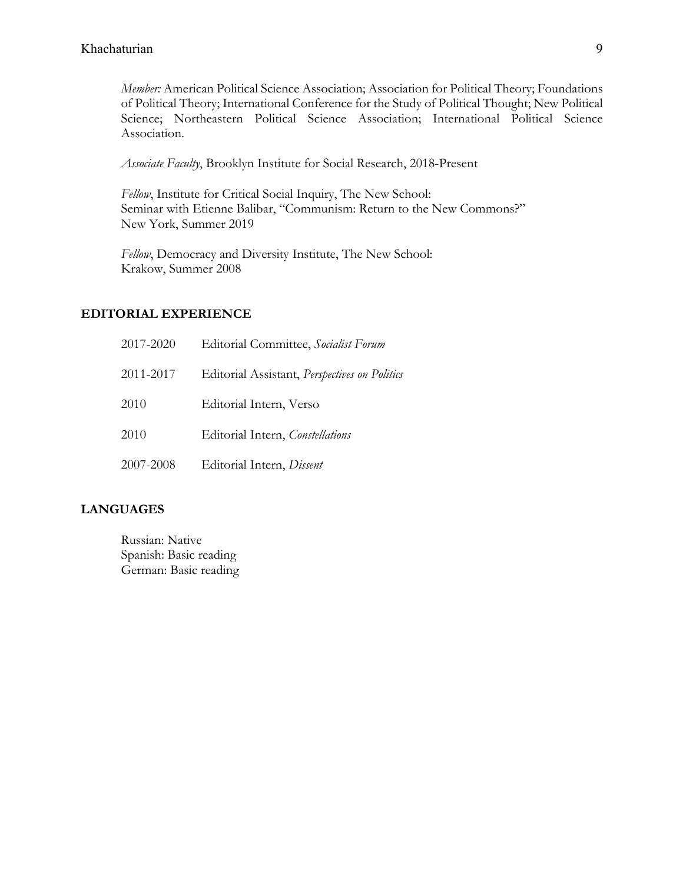*Member:* American Political Science Association; Association for Political Theory; Foundations of Political Theory; International Conference for the Study of Political Thought; New Political Science; Northeastern Political Science Association; International Political Science Association.

*Associate Faculty*, Brooklyn Institute for Social Research, 2018-Present

*Fellow*, Institute for Critical Social Inquiry, The New School:
Seminar with Etienne Balibar, "Communism: Return to the New Commons?"
New York, Summer 2019

*Fellow*, Democracy and Diversity Institute, The New School:
Krakow, Summer 2008

## EDITORIAL EXPERIENCE

| | |
|---|---|
| 2017-2020 | Editorial Committee, *Socialist Forum* |
| 2011-2017 | Editorial Assistant, *Perspectives on Politics* |
| 2010 | Editorial Intern, Verso |
| 2010 | Editorial Intern, *Constellations* |
| 2007-2008 | Editorial Intern, *Dissent* |

## LANGUAGES

Russian: Native
Spanish: Basic reading
German: Basic reading